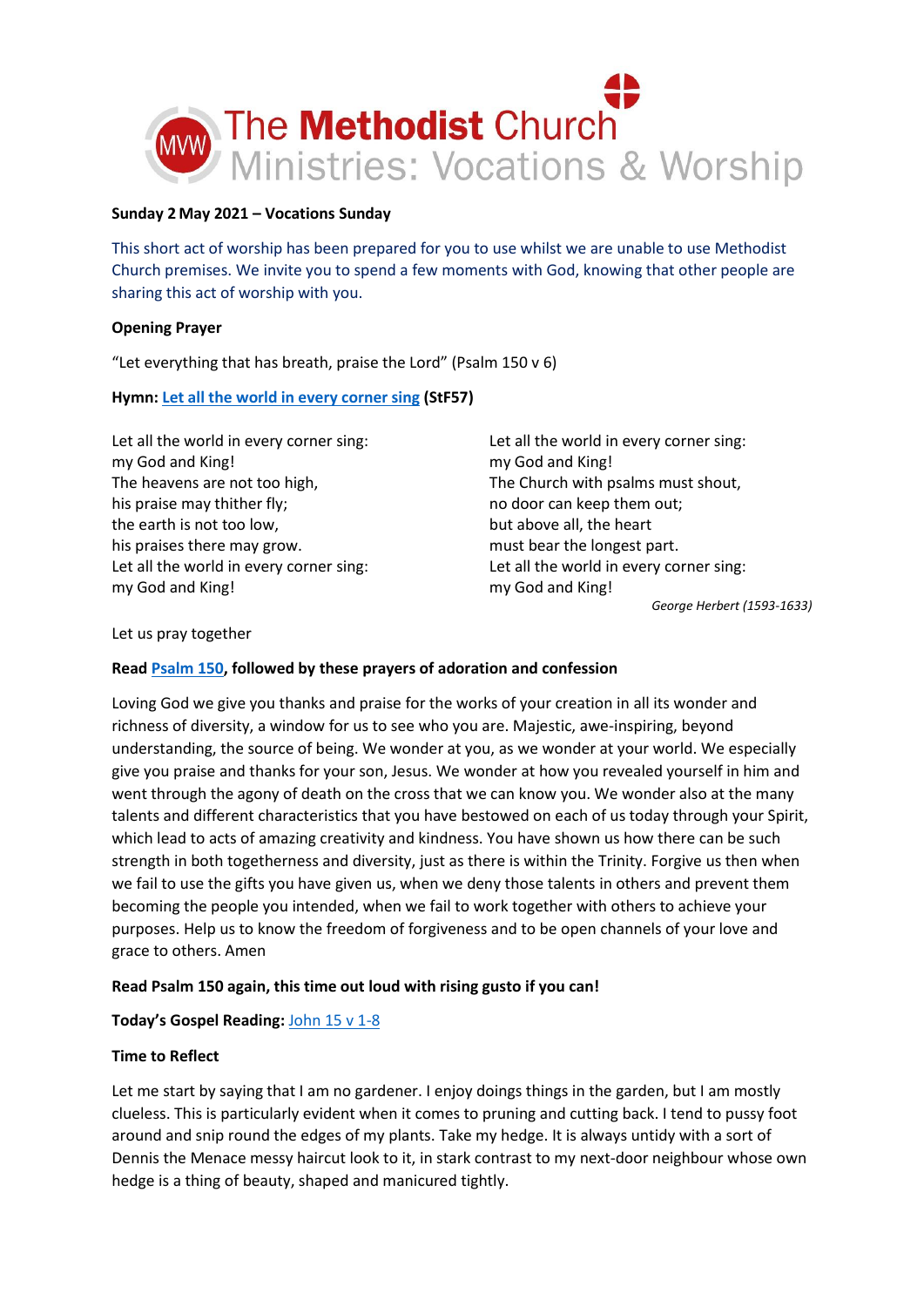# The Methodist Church
## Ministries: Vocations & Worship

**Sunday 2 May 2021 – Vocations Sunday**

This short act of worship has been prepared for you to use whilst we are unable to use Methodist Church premises. We invite you to spend a few moments with God, knowing that other people are sharing this act of worship with you.

**Opening Prayer**

"Let everything that has breath, praise the Lord" (Psalm 150 v 6)

**Hymn: Let all the world in every corner sing (StF57)**

Let all the world in every corner sing:
my God and King!
The heavens are not too high,
his praise may thither fly;
the earth is not too low,
his praises there may grow.
Let all the world in every corner sing:
my God and King!

Let all the world in every corner sing:
my God and King!
The Church with psalms must shout,
no door can keep them out;
but above all, the heart
must bear the longest part.
Let all the world in every corner sing:
my God and King!

*George Herbert (1593-1633)*

Let us pray together

**Read Psalm 150, followed by these prayers of adoration and confession**

Loving God we give you thanks and praise for the works of your creation in all its wonder and richness of diversity, a window for us to see who you are. Majestic, awe-inspiring, beyond understanding, the source of being. We wonder at you, as we wonder at your world. We especially give you praise and thanks for your son, Jesus. We wonder at how you revealed yourself in him and went through the agony of death on the cross that we can know you. We wonder also at the many talents and different characteristics that you have bestowed on each of us today through your Spirit, which lead to acts of amazing creativity and kindness. You have shown us how there can be such strength in both togetherness and diversity, just as there is within the Trinity. Forgive us then when we fail to use the gifts you have given us, when we deny those talents in others and prevent them becoming the people you intended, when we fail to work together with others to achieve your purposes. Help us to know the freedom of forgiveness and to be open channels of your love and grace to others. Amen

**Read Psalm 150 again, this time out loud with rising gusto if you can!**

**Today's Gospel Reading:** John 15 v 1-8

**Time to Reflect**

Let me start by saying that I am no gardener. I enjoy doings things in the garden, but I am mostly clueless. This is particularly evident when it comes to pruning and cutting back. I tend to pussy foot around and snip round the edges of my plants. Take my hedge. It is always untidy with a sort of Dennis the Menace messy haircut look to it, in stark contrast to my next-door neighbour whose own hedge is a thing of beauty, shaped and manicured tightly.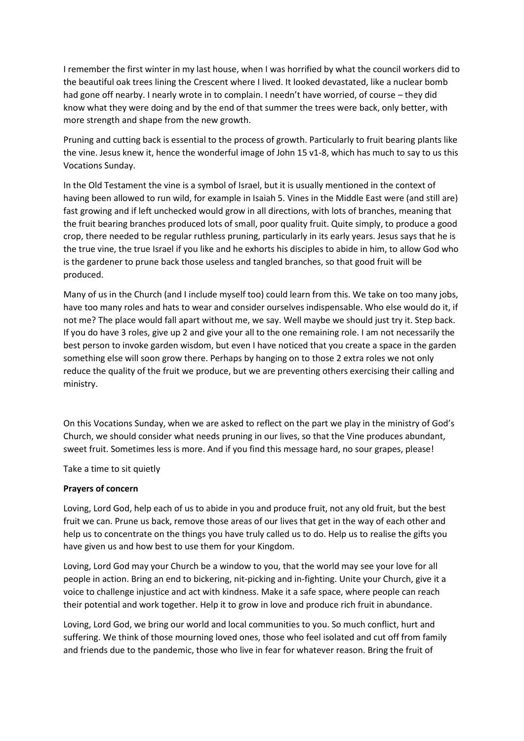I remember the first winter in my last house, when I was horrified by what the council workers did to the beautiful oak trees lining the Crescent where I lived. It looked devastated, like a nuclear bomb had gone off nearby. I nearly wrote in to complain. I needn't have worried, of course – they did know what they were doing and by the end of that summer the trees were back, only better, with more strength and shape from the new growth.

Pruning and cutting back is essential to the process of growth. Particularly to fruit bearing plants like the vine. Jesus knew it, hence the wonderful image of John 15 v1-8, which has much to say to us this Vocations Sunday.

In the Old Testament the vine is a symbol of Israel, but it is usually mentioned in the context of having been allowed to run wild, for example in Isaiah 5. Vines in the Middle East were (and still are) fast growing and if left unchecked would grow in all directions, with lots of branches, meaning that the fruit bearing branches produced lots of small, poor quality fruit. Quite simply, to produce a good crop, there needed to be regular ruthless pruning, particularly in its early years. Jesus says that he is the true vine, the true Israel if you like and he exhorts his disciples to abide in him, to allow God who is the gardener to prune back those useless and tangled branches, so that good fruit will be produced.

Many of us in the Church (and I include myself too) could learn from this. We take on too many jobs, have too many roles and hats to wear and consider ourselves indispensable. Who else would do it, if not me? The place would fall apart without me, we say. Well maybe we should just try it. Step back. If you do have 3 roles, give up 2 and give your all to the one remaining role. I am not necessarily the best person to invoke garden wisdom, but even I have noticed that you create a space in the garden something else will soon grow there. Perhaps by hanging on to those 2 extra roles we not only reduce the quality of the fruit we produce, but we are preventing others exercising their calling and ministry.

On this Vocations Sunday, when we are asked to reflect on the part we play in the ministry of God's Church, we should consider what needs pruning in our lives, so that the Vine produces abundant, sweet fruit. Sometimes less is more. And if you find this message hard, no sour grapes, please!

Take a time to sit quietly

**Prayers of concern**

Loving, Lord God, help each of us to abide in you and produce fruit, not any old fruit, but the best fruit we can. Prune us back, remove those areas of our lives that get in the way of each other and help us to concentrate on the things you have truly called us to do. Help us to realise the gifts you have given us and how best to use them for your Kingdom.

Loving, Lord God may your Church be a window to you, that the world may see your love for all people in action. Bring an end to bickering, nit-picking and in-fighting. Unite your Church, give it a voice to challenge injustice and act with kindness. Make it a safe space, where people can reach their potential and work together. Help it to grow in love and produce rich fruit in abundance.

Loving, Lord God, we bring our world and local communities to you. So much conflict, hurt and suffering. We think of those mourning loved ones, those who feel isolated and cut off from family and friends due to the pandemic, those who live in fear for whatever reason. Bring the fruit of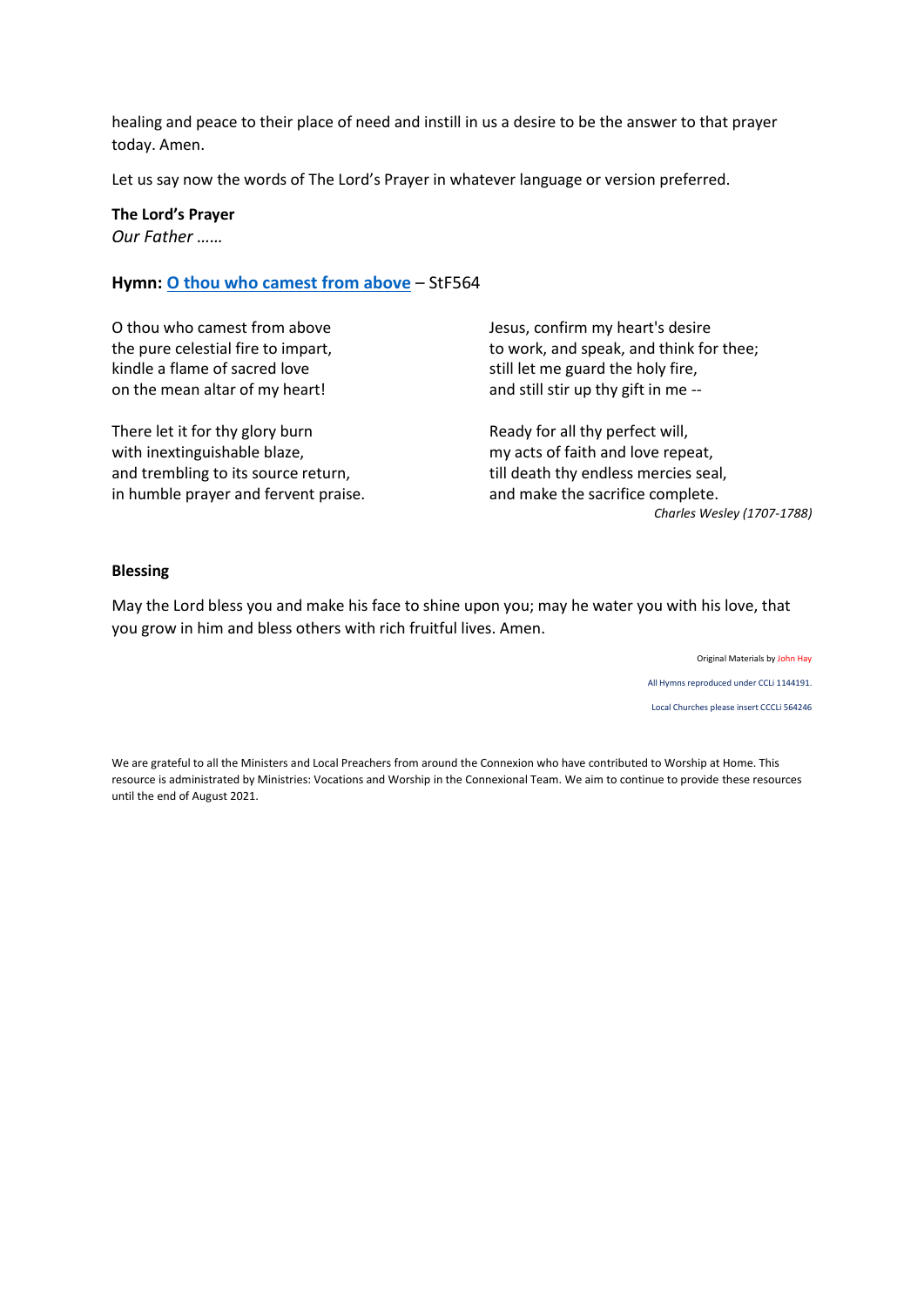healing and peace to their place of need and instill in us a desire to be the answer to that prayer today. Amen.

Let us say now the words of The Lord's Prayer in whatever language or version preferred.

**The Lord's Prayer**
*Our Father ……*

**Hymn: O thou who camest from above** – StF564

O thou who camest from above
the pure celestial fire to impart,
kindle a flame of sacred love
on the mean altar of my heart!

There let it for thy glory burn
with inextinguishable blaze,
and trembling to its source return,
in humble prayer and fervent praise.

Jesus, confirm my heart's desire
to work, and speak, and think for thee;
still let me guard the holy fire,
and still stir up thy gift in me --

Ready for all thy perfect will,
my acts of faith and love repeat,
till death thy endless mercies seal,
and make the sacrifice complete.

*Charles Wesley (1707-1788)*

**Blessing**

May the Lord bless you and make his face to shine upon you; may he water you with his love, that you grow in him and bless others with rich fruitful lives. Amen.

Original Materials by John Hay

All Hymns reproduced under CCLi 1144191.

Local Churches please insert CCCLi 564246

We are grateful to all the Ministers and Local Preachers from around the Connexion who have contributed to Worship at Home. This resource is administrated by Ministries: Vocations and Worship in the Connexional Team. We aim to continue to provide these resources until the end of August 2021.